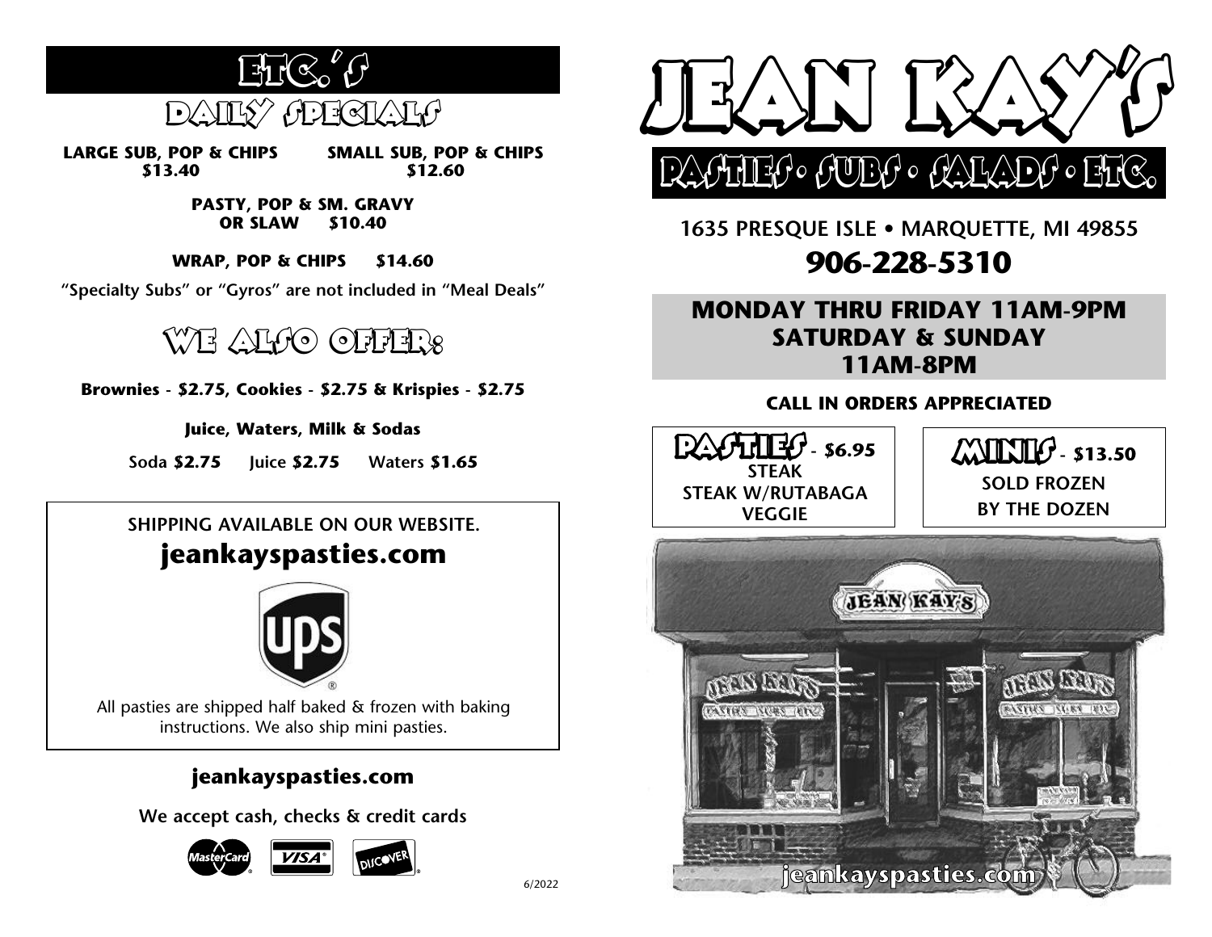# ETC.'S

## DAILY SPECIALS

**LARGE SUB, POP & CHIPS**
**$13.40**

**SMALL SUB, POP & CHIPS**
**$12.60**

**PASTY, POP & SM. GRAVY OR SLAW $10.40**

**WRAP, POP & CHIPS $14.60**

**"Specialty Subs" or "Gyros" are not included in "Meal Deals"**

## WE ALSO OFFER:

**Brownies - $2.75, Cookies - $2.75 & Krispies - $2.75**

**Juice, Waters, Milk & Sodas**

Soda **$2.75** Juice **$2.75** Waters **$1.65**

SHIPPING AVAILABLE ON OUR WEBSITE.

**jeankayspasties.com**

All pasties are shipped half baked & frozen with baking instructions. We also ship mini pasties.

**jeankayspasties.com**

**We accept cash, checks & credit cards**

6/2022

# JEAN KAY'S

## PASTIES • SUBS • SALADS • ETC.

1635 PRESQUE ISLE • MARQUETTE, MI 49855

**906-228-5310**

**MONDAY THRU FRIDAY 11AM-9PM**
**SATURDAY & SUNDAY**
**11AM-8PM**

**CALL IN ORDERS APPRECIATED**

**PASTIES - $6.95**
STEAK
STEAK W/RUTABAGA
VEGGIE

**MINIS - $13.50**
SOLD FROZEN
BY THE DOZEN

jeankayspasties.com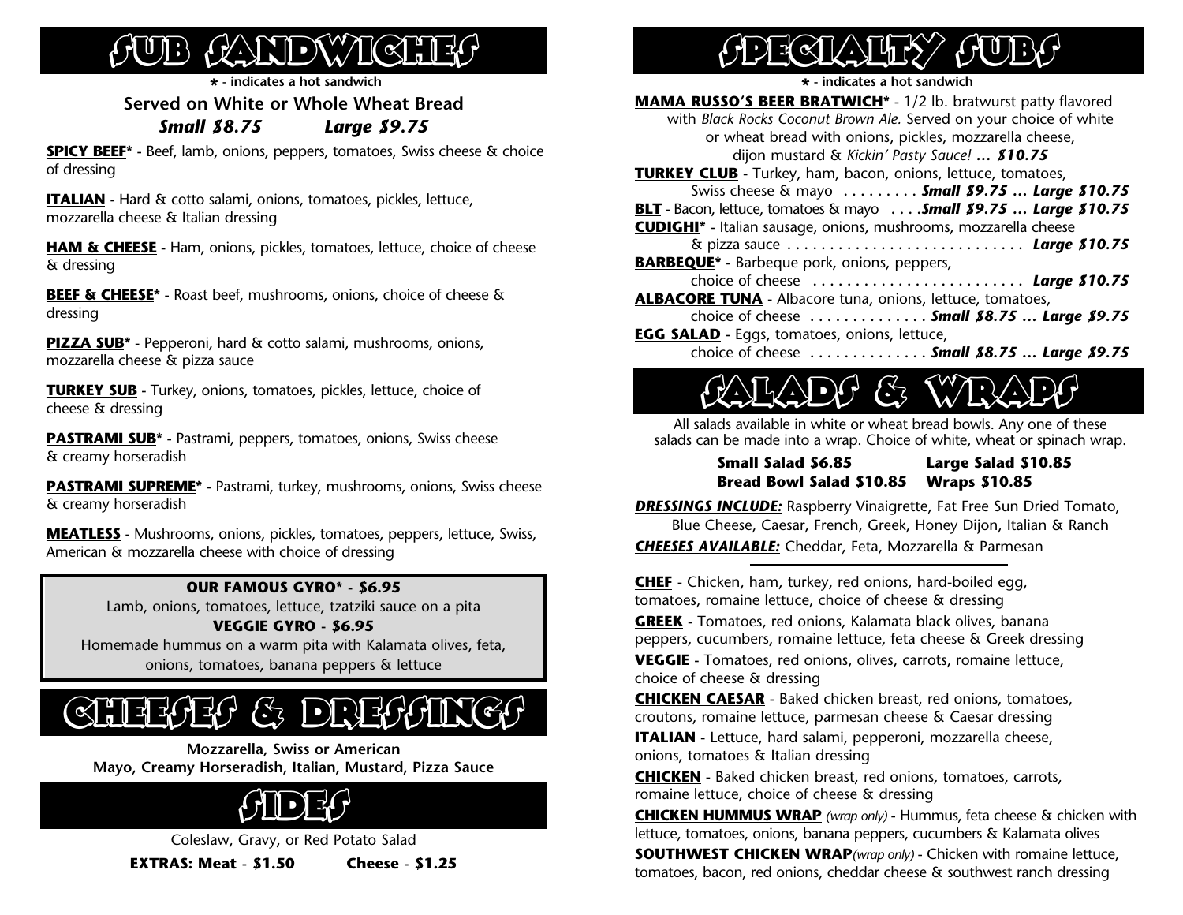# SUB SANDWICHES

*** - indicates a hot sandwich**

**Served on White or Whole Wheat Bread**

***Small $8.75*** ***Large $9.75***

**SPICY BEEF*** - Beef, lamb, onions, peppers, tomatoes, Swiss cheese & choice of dressing

**ITALIAN** - Hard & cotto salami, onions, tomatoes, pickles, lettuce, mozzarella cheese & Italian dressing

**HAM & CHEESE** - Ham, onions, pickles, tomatoes, lettuce, choice of cheese & dressing

**BEEF & CHEESE*** - Roast beef, mushrooms, onions, choice of cheese & dressing

**PIZZA SUB*** - Pepperoni, hard & cotto salami, mushrooms, onions, mozzarella cheese & pizza sauce

**TURKEY SUB** - Turkey, onions, tomatoes, pickles, lettuce, choice of cheese & dressing

**PASTRAMI SUB*** - Pastrami, peppers, tomatoes, onions, Swiss cheese & creamy horseradish

**PASTRAMI SUPREME*** - Pastrami, turkey, mushrooms, onions, Swiss cheese & creamy horseradish

**MEATLESS** - Mushrooms, onions, pickles, tomatoes, peppers, lettuce, Swiss, American & mozzarella cheese with choice of dressing

**OUR FAMOUS GYRO* - *$6.95***

Lamb, onions, tomatoes, lettuce, tzatziki sauce on a pita

**VEGGIE GYRO - *$6.95***

Homemade hummus on a warm pita with Kalamata olives, feta, onions, tomatoes, banana peppers & lettuce

# CHEESES & DRESSINGS

**Mozzarella, Swiss or American**

**Mayo, Creamy Horseradish, Italian, Mustard, Pizza Sauce**

# SIDES

Coleslaw, Gravy, or Red Potato Salad

**EXTRAS: Meat - $1.50** **Cheese - $1.25**

# SPECIALTY SUBS

*** - indicates a hot sandwich**

**MAMA RUSSO'S BEER BRATWICH*** - 1/2 lb. bratwurst patty flavored with *Black Rocks Coconut Brown Ale.* Served on your choice of white or wheat bread with onions, pickles, mozzarella cheese, dijon mustard & *Kickin' Pasty Sauce!* ***... $10.75***

**TURKEY CLUB** - Turkey, ham, bacon, onions, lettuce, tomatoes, Swiss cheese & mayo ......... ***Small $9.75 ... Large $10.75***

**BLT** - Bacon, lettuce, tomatoes & mayo .... ***Small $9.75 ... Large $10.75***

**CUDIGHI*** - Italian sausage, onions, mushrooms, mozzarella cheese & pizza sauce ............................ ***Large $10.75***

**BARBEQUE*** - Barbeque pork, onions, peppers, choice of cheese ......................... ***Large $10.75***

**ALBACORE TUNA** - Albacore tuna, onions, lettuce, tomatoes, choice of cheese .............. ***Small $8.75 ... Large $9.75***

**EGG SALAD** - Eggs, tomatoes, onions, lettuce, choice of cheese .............. ***Small $8.75 ... Large $9.75***

# SALADS & WRAPS

All salads available in white or wheat bread bowls. Any one of these salads can be made into a wrap. Choice of white, wheat or spinach wrap.

**Small Salad $6.85** **Large Salad $10.85**
**Bread Bowl Salad $10.85** **Wraps $10.85**

***DRESSINGS INCLUDE:*** Raspberry Vinaigrette, Fat Free Sun Dried Tomato, Blue Cheese, Caesar, French, Greek, Honey Dijon, Italian & Ranch

***CHEESES AVAILABLE:*** Cheddar, Feta, Mozzarella & Parmesan

**CHEF** - Chicken, ham, turkey, red onions, hard-boiled egg, tomatoes, romaine lettuce, choice of cheese & dressing

**GREEK** - Tomatoes, red onions, Kalamata black olives, banana peppers, cucumbers, romaine lettuce, feta cheese & Greek dressing

**VEGGIE** - Tomatoes, red onions, olives, carrots, romaine lettuce, choice of cheese & dressing

**CHICKEN CAESAR** - Baked chicken breast, red onions, tomatoes, croutons, romaine lettuce, parmesan cheese & Caesar dressing

**ITALIAN** - Lettuce, hard salami, pepperoni, mozzarella cheese, onions, tomatoes & Italian dressing

**CHICKEN** - Baked chicken breast, red onions, tomatoes, carrots, romaine lettuce, choice of cheese & dressing

**CHICKEN HUMMUS WRAP** *(wrap only)* - Hummus, feta cheese & chicken with lettuce, tomatoes, onions, banana peppers, cucumbers & Kalamata olives

**SOUTHWEST CHICKEN WRAP** *(wrap only)* - Chicken with romaine lettuce, tomatoes, bacon, red onions, cheddar cheese & southwest ranch dressing